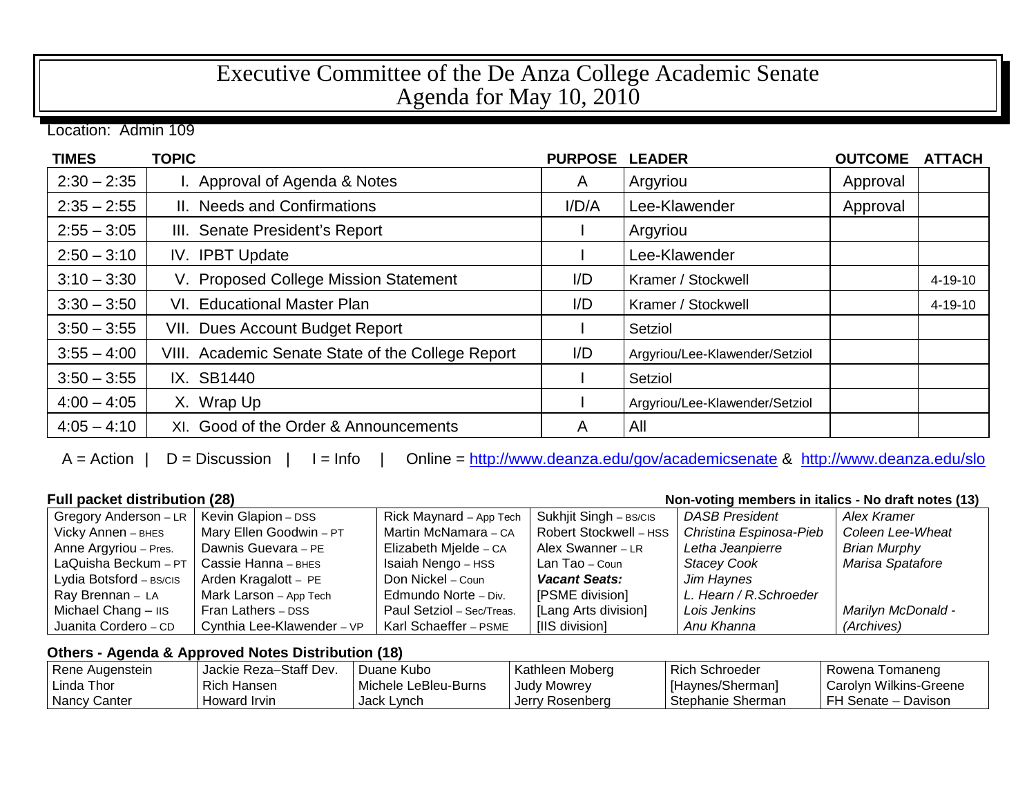# Executive Committee of the De Anza College Academic Senate
# Agenda for May 10, 2010

Location: Admin 109

| TIMES | TOPIC | PURPOSE | LEADER | OUTCOME | ATTACH |
|---|---|---|---|---|---|
| 2:30 – 2:35 | I. Approval of Agenda & Notes | A | Argyriou | Approval | |
| 2:35 – 2:55 | II. Needs and Confirmations | I/D/A | Lee-Klawender | Approval | |
| 2:55 – 3:05 | III. Senate President's Report | I | Argyriou | | |
| 2:50 – 3:10 | IV. IPBT Update | I | Lee-Klawender | | |
| 3:10 – 3:30 | V. Proposed College Mission Statement | I/D | Kramer / Stockwell | | 4-19-10 |
| 3:30 – 3:50 | VI. Educational Master Plan | I/D | Kramer / Stockwell | | 4-19-10 |
| 3:50 – 3:55 | VII. Dues Account Budget Report | I | Setziol | | |
| 3:55 – 4:00 | VIII. Academic Senate State of the College Report | I/D | Argyriou/Lee-Klawender/Setziol | | |
| 3:50 – 3:55 | IX. SB1440 | I | Setziol | | |
| 4:00 – 4:05 | X. Wrap Up | I | Argyriou/Lee-Klawender/Setziol | | |
| 4:05 – 4:10 | XI. Good of the Order & Announcements | A | All | | |

A = Action | D = Discussion | I = Info | Online = http://www.deanza.edu/gov/academicsenate & http://www.deanza.edu/slo

**Full packet distribution (28)** — **Non-voting members in italics - No draft notes (13)**

| | | | | | |
|---|---|---|---|---|---|
| Gregory Anderson – LR | Kevin Glapion – DSS | Rick Maynard – App Tech | Sukhjit Singh – BS/CIS | *DASB President* | *Alex Kramer* |
| Vicky Annen – BHES | Mary Ellen Goodwin – PT | Martin McNamara – CA | Robert Stockwell – HSS | *Christina Espinosa-Pieb* | *Coleen Lee-Wheat* |
| Anne Argyriou – Pres. | Dawnis Guevara – PE | Elizabeth Mjelde – CA | Alex Swanner – LR | *Letha Jeanpierre* | *Brian Murphy* |
| LaQuisha Beckum – PT | Cassie Hanna – BHES | Isaiah Nengo – HSS | Lan Tao – Coun | *Stacey Cook* | *Marisa Spatafore* |
| Lydia Botsford – BS/CIS | Arden Kragalott – PE | Don Nickel – Coun | ***Vacant Seats:*** | *Jim Haynes* | |
| Ray Brennan – LA | Mark Larson – App Tech | Edmundo Norte – Div. | [PSME division] | *L. Hearn / R.Schroeder* | |
| Michael Chang – IIS | Fran Lathers – DSS | Paul Setziol – Sec/Treas. | [Lang Arts division] | *Lois Jenkins* | *Marilyn McDonald -* |
| Juanita Cordero – CD | Cynthia Lee-Klawender – VP | Karl Schaeffer – PSME | [IIS division] | *Anu Khanna* | *(Archives)* |

**Others - Agenda & Approved Notes Distribution (18)**

| | | | | | |
|---|---|---|---|---|---|
| Rene Augenstein | Jackie Reza–Staff Dev. | Duane Kubo | Kathleen Moberg | Rich Schroeder | Rowena Tomaneng |
| Linda Thor | Rich Hansen | Michele LeBleu-Burns | Judy Mowrey | [Haynes/Sherman] | Carolyn Wilkins-Greene |
| Nancy Canter | Howard Irvin | Jack Lynch | Jerry Rosenberg | Stephanie Sherman | FH Senate – Davison |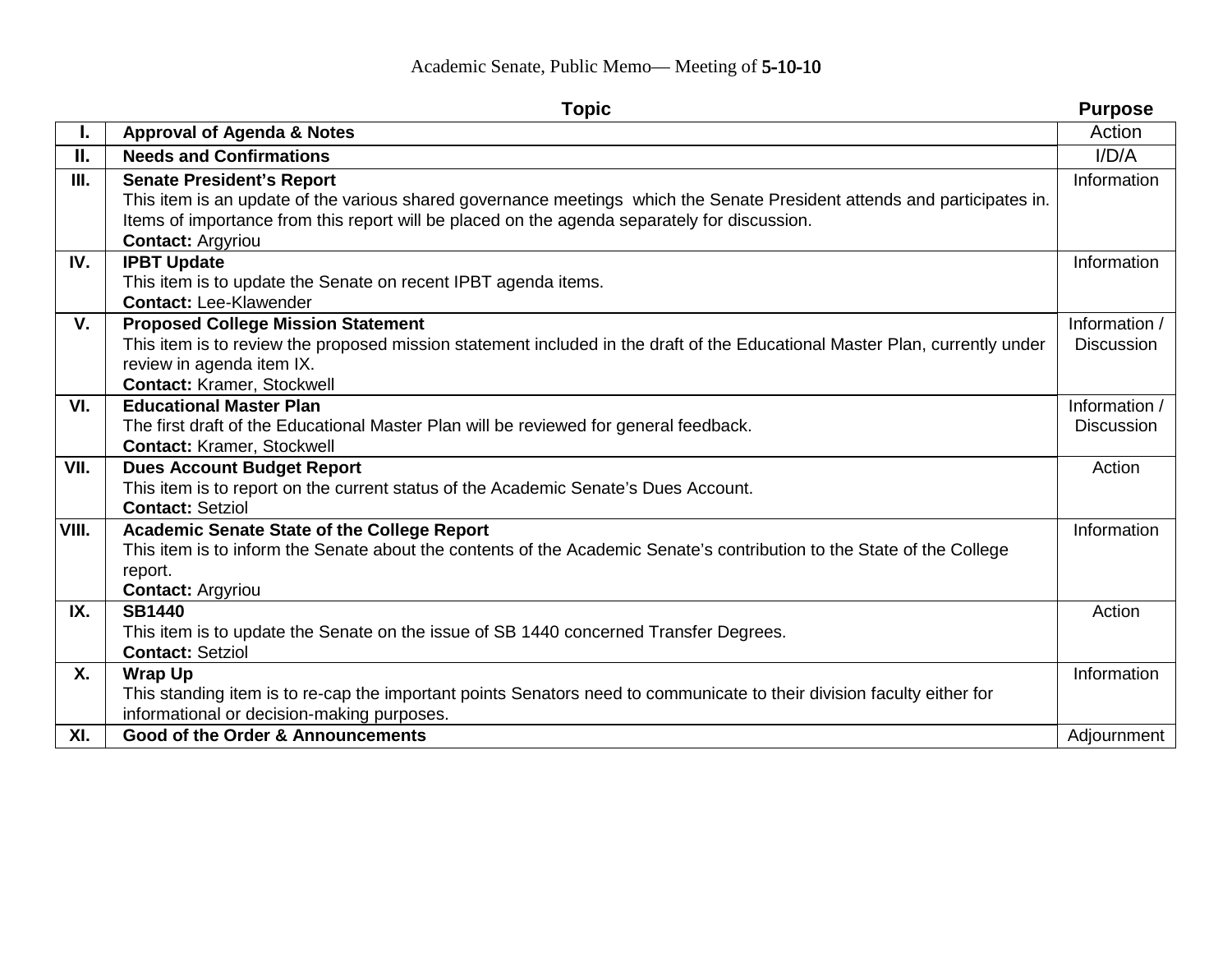Academic Senate, Public Memo— Meeting of 5-10-10

| | Topic | Purpose |
|---|---|---|
| I. | **Approval of Agenda & Notes** | Action |
| II. | **Needs and Confirmations** | I/D/A |
| III. | **Senate President's Report**<br>This item is an update of the various shared governance meetings which the Senate President attends and participates in. Items of importance from this report will be placed on the agenda separately for discussion.<br>**Contact:** Argyriou | Information |
| IV. | **IPBT Update**<br>This item is to update the Senate on recent IPBT agenda items.<br>**Contact:** Lee-Klawender | Information |
| V. | **Proposed College Mission Statement**<br>This item is to review the proposed mission statement included in the draft of the Educational Master Plan, currently under review in agenda item IX.<br>**Contact:** Kramer, Stockwell | Information / Discussion |
| VI. | **Educational Master Plan**<br>The first draft of the Educational Master Plan will be reviewed for general feedback.<br>**Contact:** Kramer, Stockwell | Information / Discussion |
| VII. | **Dues Account Budget Report**<br>This item is to report on the current status of the Academic Senate's Dues Account.<br>**Contact:** Setziol | Action |
| VIII. | **Academic Senate State of the College Report**<br>This item is to inform the Senate about the contents of the Academic Senate's contribution to the State of the College report.<br>**Contact:** Argyriou | Information |
| IX. | **SB1440**<br>This item is to update the Senate on the issue of SB 1440 concerned Transfer Degrees.<br>**Contact:** Setziol | Action |
| X. | **Wrap Up**<br>This standing item is to re-cap the important points Senators need to communicate to their division faculty either for informational or decision-making purposes. | Information |
| XI. | **Good of the Order & Announcements** | Adjournment |